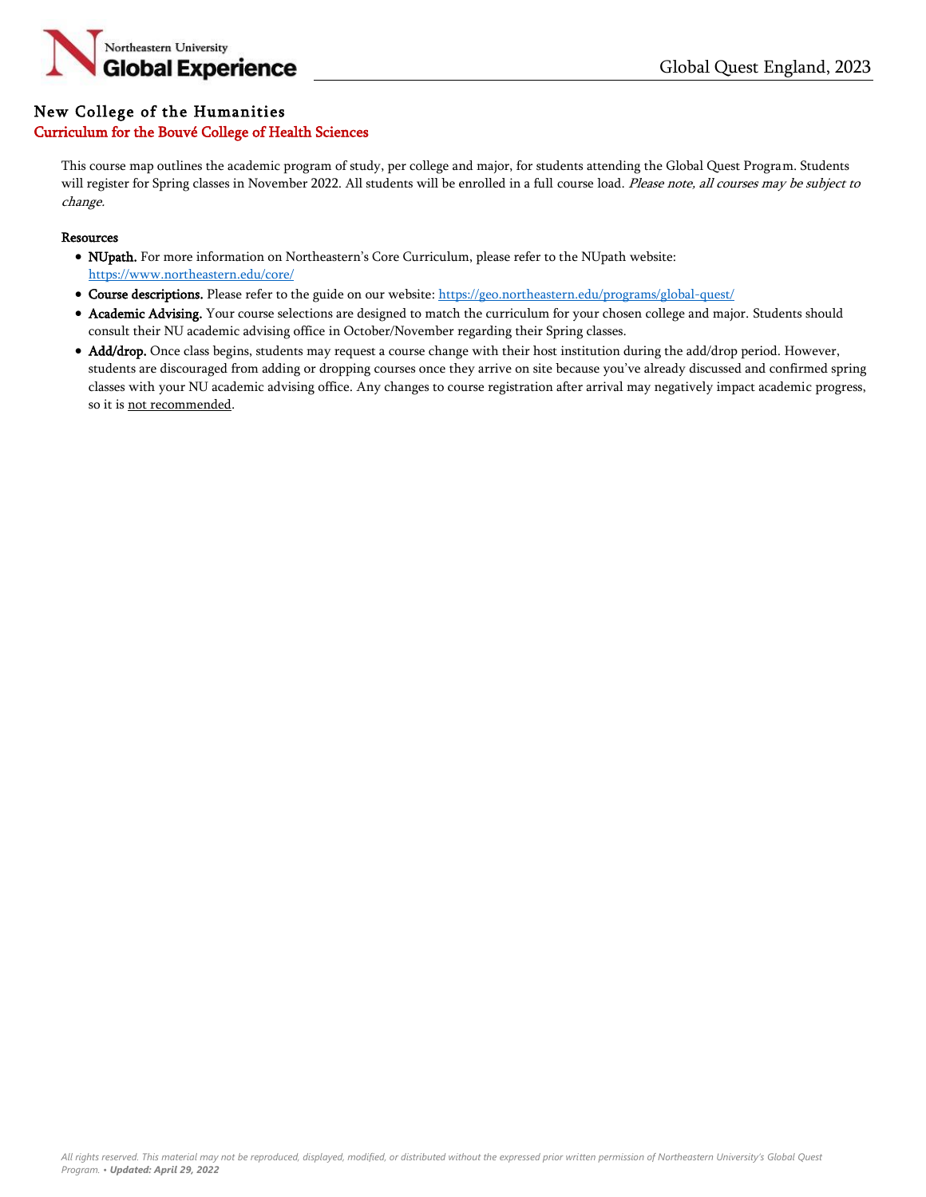## New College of the Humanities

### Curriculum for the Bouvé College of Health Sciences

This course map outlines the academic program of study, per college and major, for students attending the Global Quest Program. Students will register for Spring classes in November 2022. All students will be enrolled in a full course load. *Please note, all courses may be subject to change.*

**Resources**

- **NUpath.** For more information on Northeastern's Core Curriculum, please refer to the NUpath website: https://www.northeastern.edu/core/
- **Course descriptions.** Please refer to the guide on our website: https://geo.northeastern.edu/programs/global-quest/
- **Academic Advising.** Your course selections are designed to match the curriculum for your chosen college and major. Students should consult their NU academic advising office in October/November regarding their Spring classes.
- **Add/drop.** Once class begins, students may request a course change with their host institution during the add/drop period. However, students are discouraged from adding or dropping courses once they arrive on site because you've already discussed and confirmed spring classes with your NU academic advising office. Any changes to course registration after arrival may negatively impact academic progress, so it is not recommended.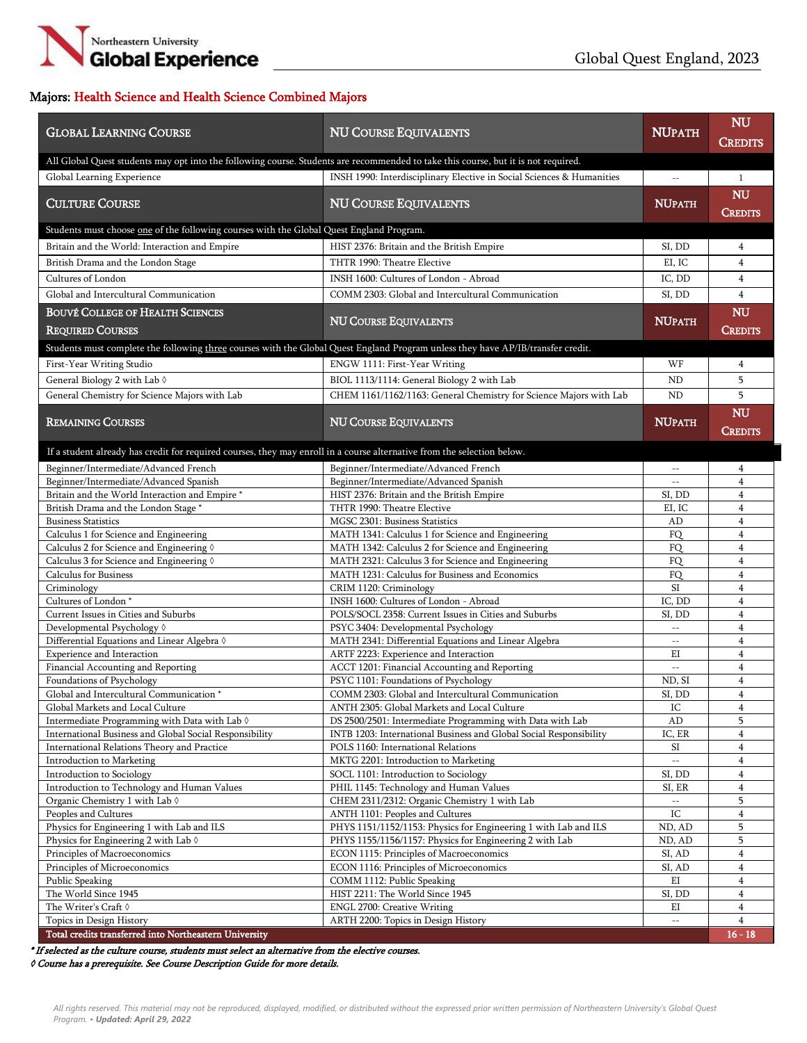## Majors: Health Science and Health Science Combined Majors

| GLOBAL LEARNING COURSE | NU COURSE EQUIVALENTS | NUPATH | NU CREDITS |
|---|---|---|---|
| All Global Quest students may opt into the following course. Students are recommended to take this course, but it is not required. | | | |
| Global Learning Experience | INSH 1990: Interdisciplinary Elective in Social Sciences & Humanities | -- | 1 |
| **CULTURE COURSE** | **NU COURSE EQUIVALENTS** | **NUPATH** | **NU CREDITS** |
| Students must choose one of the following courses with the Global Quest England Program. | | | |
| Britain and the World: Interaction and Empire | HIST 2376: Britain and the British Empire | SI, DD | 4 |
| British Drama and the London Stage | THTR 1990: Theatre Elective | EI, IC | 4 |
| Cultures of London | INSH 1600: Cultures of London - Abroad | IC, DD | 4 |
| Global and Intercultural Communication | COMM 2303: Global and Intercultural Communication | SI, DD | 4 |
| **BOUVÉ COLLEGE OF HEALTH SCIENCES REQUIRED COURSES** | **NU COURSE EQUIVALENTS** | **NUPATH** | **NU CREDITS** |
| Students must complete the following three courses with the Global Quest England Program unless they have AP/IB/transfer credit. | | | |
| First-Year Writing Studio | ENGW 1111: First-Year Writing | WF | 4 |
| General Biology 2 with Lab ◊ | BIOL 1113/1114: General Biology 2 with Lab | ND | 5 |
| General Chemistry for Science Majors with Lab | CHEM 1161/1162/1163: General Chemistry for Science Majors with Lab | ND | 5 |
| **REMAINING COURSES** | **NU COURSE EQUIVALENTS** | **NUPATH** | **NU CREDITS** |
| If a student already has credit for required courses, they may enroll in a course alternative from the selection below. | | | |
| Beginner/Intermediate/Advanced French | Beginner/Intermediate/Advanced French | -- | 4 |
| Beginner/Intermediate/Advanced Spanish | Beginner/Intermediate/Advanced Spanish | -- | 4 |
| Britain and the World Interaction and Empire * | HIST 2376: Britain and the British Empire | SI, DD | 4 |
| British Drama and the London Stage * | THTR 1990: Theatre Elective | EI, IC | 4 |
| Business Statistics | MGSC 2301: Business Statistics | AD | 4 |
| Calculus 1 for Science and Engineering | MATH 1341: Calculus 1 for Science and Engineering | FQ | 4 |
| Calculus 2 for Science and Engineering ◊ | MATH 1342: Calculus 2 for Science and Engineering | FQ | 4 |
| Calculus 3 for Science and Engineering ◊ | MATH 2321: Calculus 3 for Science and Engineering | FQ | 4 |
| Calculus for Business | MATH 1231: Calculus for Business and Economics | FQ | 4 |
| Criminology | CRIM 1120: Criminology | SI | 4 |
| Cultures of London * | INSH 1600: Cultures of London - Abroad | IC, DD | 4 |
| Current Issues in Cities and Suburbs | POLS/SOCL 2358: Current Issues in Cities and Suburbs | SI, DD | 4 |
| Developmental Psychology ◊ | PSYC 3404: Developmental Psychology | -- | 4 |
| Differential Equations and Linear Algebra ◊ | MATH 2341: Differential Equations and Linear Algebra | -- | 4 |
| Experience and Interaction | ARTF 2223: Experience and Interaction | EI | 4 |
| Financial Accounting and Reporting | ACCT 1201: Financial Accounting and Reporting | -- | 4 |
| Foundations of Psychology | PSYC 1101: Foundations of Psychology | ND, SI | 4 |
| Global and Intercultural Communication * | COMM 2303: Global and Intercultural Communication | SI, DD | 4 |
| Global Markets and Local Culture | ANTH 2305: Global Markets and Local Culture | IC | 4 |
| Intermediate Programming with Data with Lab ◊ | DS 2500/2501: Intermediate Programming with Data with Lab | AD | 5 |
| International Business and Global Social Responsibility | INTB 1203: International Business and Global Social Responsibility | IC, ER | 4 |
| International Relations Theory and Practice | POLS 1160: International Relations | SI | 4 |
| Introduction to Marketing | MKTG 2201: Introduction to Marketing | -- | 4 |
| Introduction to Sociology | SOCL 1101: Introduction to Sociology | SI, DD | 4 |
| Introduction to Technology and Human Values | PHIL 1145: Technology and Human Values | SI, ER | 4 |
| Organic Chemistry 1 with Lab ◊ | CHEM 2311/2312: Organic Chemistry 1 with Lab | -- | 5 |
| Peoples and Cultures | ANTH 1101: Peoples and Cultures | IC | 4 |
| Physics for Engineering 1 with Lab and ILS | PHYS 1151/1152/1153: Physics for Engineering 1 with Lab and ILS | ND, AD | 5 |
| Physics for Engineering 2 with Lab ◊ | PHYS 1155/1156/1157: Physics for Engineering 2 with Lab | ND, AD | 5 |
| Principles of Macroeconomics | ECON 1115: Principles of Macroeconomics | SI, AD | 4 |
| Principles of Microeconomics | ECON 1116: Principles of Microeconomics | SI, AD | 4 |
| Public Speaking | COMM 1112: Public Speaking | EI | 4 |
| The World Since 1945 | HIST 2211: The World Since 1945 | SI, DD | 4 |
| The Writer's Craft ◊ | ENGL 2700: Creative Writing | EI | 4 |
| Topics in Design History | ARTH 2200: Topics in Design History | -- | 4 |
| **Total credits transferred into Northeastern University** | | | **16 - 18** |

*\* If selected as the culture course, students must select an alternative from the elective courses.*

*◊ Course has a prerequisite. See Course Description Guide for more details.*

*All rights reserved. This material may not be reproduced, displayed, modified, or distributed without the expressed prior written permission of Northeastern University's Global Quest Program. • **Updated: April 29, 2022***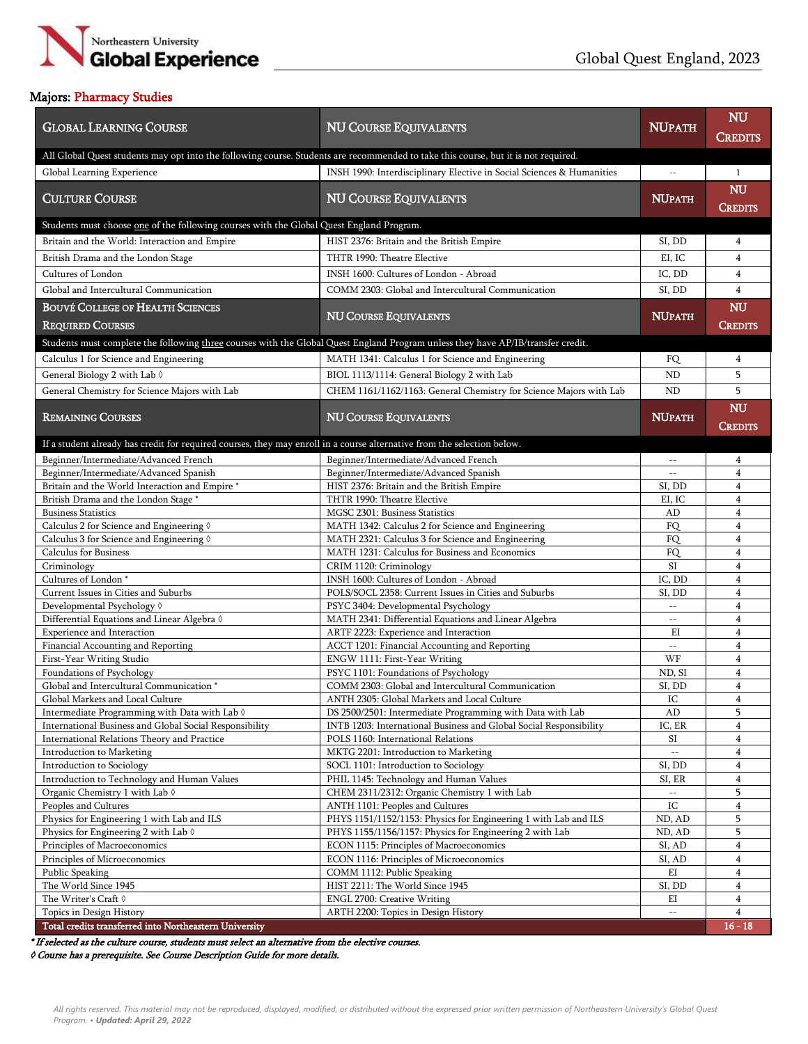Northeastern University **Global Experience**

Global Quest England, 2023

**Majors: Pharmacy Studies**

| GLOBAL LEARNING COURSE | NU COURSE EQUIVALENTS | NUPATH | NU CREDITS |
|---|---|---|---|
| All Global Quest students may opt into the following course. Students are recommended to take this course, but it is not required. | | | |
| Global Learning Experience | INSH 1990: Interdisciplinary Elective in Social Sciences & Humanities | -- | 1 |
| **CULTURE COURSE** | **NU COURSE EQUIVALENTS** | **NUPATH** | **NU CREDITS** |
| Students must choose one of the following courses with the Global Quest England Program. | | | |
| Britain and the World: Interaction and Empire | HIST 2376: Britain and the British Empire | SI, DD | 4 |
| British Drama and the London Stage | THTR 1990: Theatre Elective | EI, IC | 4 |
| Cultures of London | INSH 1600: Cultures of London - Abroad | IC, DD | 4 |
| Global and Intercultural Communication | COMM 2303: Global and Intercultural Communication | SI, DD | 4 |
| **BOUVÉ COLLEGE OF HEALTH SCIENCES REQUIRED COURSES** | **NU COURSE EQUIVALENTS** | **NUPATH** | **NU CREDITS** |
| Students must complete the following three courses with the Global Quest England Program unless they have AP/IB/transfer credit. | | | |
| Calculus 1 for Science and Engineering | MATH 1341: Calculus 1 for Science and Engineering | FQ | 4 |
| General Biology 2 with Lab ◊ | BIOL 1113/1114: General Biology 2 with Lab | ND | 5 |
| General Chemistry for Science Majors with Lab | CHEM 1161/1162/1163: General Chemistry for Science Majors with Lab | ND | 5 |
| **REMAINING COURSES** | **NU COURSE EQUIVALENTS** | **NUPATH** | **NU CREDITS** |
| If a student already has credit for required courses, they may enroll in a course alternative from the selection below. | | | |
| Beginner/Intermediate/Advanced French | Beginner/Intermediate/Advanced French | -- | 4 |
| Beginner/Intermediate/Advanced Spanish | Beginner/Intermediate/Advanced Spanish | -- | 4 |
| Britain and the World Interaction and Empire * | HIST 2376: Britain and the British Empire | SI, DD | 4 |
| British Drama and the London Stage * | THTR 1990: Theatre Elective | EI, IC | 4 |
| Business Statistics | MGSC 2301: Business Statistics | AD | 4 |
| Calculus 2 for Science and Engineering ◊ | MATH 1342: Calculus 2 for Science and Engineering | FQ | 4 |
| Calculus 3 for Science and Engineering ◊ | MATH 2321: Calculus 3 for Science and Engineering | FQ | 4 |
| Calculus for Business | MATH 1231: Calculus for Business and Economics | FQ | 4 |
| Criminology | CRIM 1120: Criminology | SI | 4 |
| Cultures of London * | INSH 1600: Cultures of London - Abroad | IC, DD | 4 |
| Current Issues in Cities and Suburbs | POLS/SOCL 2358: Current Issues in Cities and Suburbs | SI, DD | 4 |
| Developmental Psychology ◊ | PSYC 3404: Developmental Psychology | -- | 4 |
| Differential Equations and Linear Algebra ◊ | MATH 2341: Differential Equations and Linear Algebra | -- | 4 |
| Experience and Interaction | ARTF 2223: Experience and Interaction | EI | 4 |
| Financial Accounting and Reporting | ACCT 1201: Financial Accounting and Reporting | -- | 4 |
| First-Year Writing Studio | ENGW 1111: First-Year Writing | WF | 4 |
| Foundations of Psychology | PSYC 1101: Foundations of Psychology | ND, SI | 4 |
| Global and Intercultural Communication * | COMM 2303: Global and Intercultural Communication | SI, DD | 4 |
| Global Markets and Local Culture | ANTH 2305: Global Markets and Local Culture | IC | 4 |
| Intermediate Programming with Data with Lab ◊ | DS 2500/2501: Intermediate Programming with Data with Lab | AD | 5 |
| International Business and Global Social Responsibility | INTB 1203: International Business and Global Social Responsibility | IC, ER | 4 |
| International Relations Theory and Practice | POLS 1160: International Relations | SI | 4 |
| Introduction to Marketing | MKTG 2201: Introduction to Marketing | -- | 4 |
| Introduction to Sociology | SOCL 1101: Introduction to Sociology | SI, DD | 4 |
| Introduction to Technology and Human Values | PHIL 1145: Technology and Human Values | SI, ER | 4 |
| Organic Chemistry 1 with Lab ◊ | CHEM 2311/2312: Organic Chemistry 1 with Lab | -- | 5 |
| Peoples and Cultures | ANTH 1101: Peoples and Cultures | IC | 4 |
| Physics for Engineering 1 with Lab and ILS | PHYS 1151/1152/1153: Physics for Engineering 1 with Lab and ILS | ND, AD | 5 |
| Physics for Engineering 2 with Lab ◊ | PHYS 1155/1156/1157: Physics for Engineering 2 with Lab | ND, AD | 5 |
| Principles of Macroeconomics | ECON 1115: Principles of Macroeconomics | SI, AD | 4 |
| Principles of Microeconomics | ECON 1116: Principles of Microeconomics | SI, AD | 4 |
| Public Speaking | COMM 1112: Public Speaking | EI | 4 |
| The World Since 1945 | HIST 2211: The World Since 1945 | SI, DD | 4 |
| The Writer's Craft ◊ | ENGL 2700: Creative Writing | EI | 4 |
| Topics in Design History | ARTH 2200: Topics in Design History | -- | 4 |
| **Total credits transferred into Northeastern University** | | | **16 - 18** |

*\* If selected as the culture course, students must select an alternative from the elective courses.*

*◊ Course has a prerequisite. See Course Description Guide for more details.*

*All rights reserved. This material may not be reproduced, displayed, modified, or distributed without the expressed prior written permission of Northeastern University's Global Quest Program. • **Updated: April 29, 2022***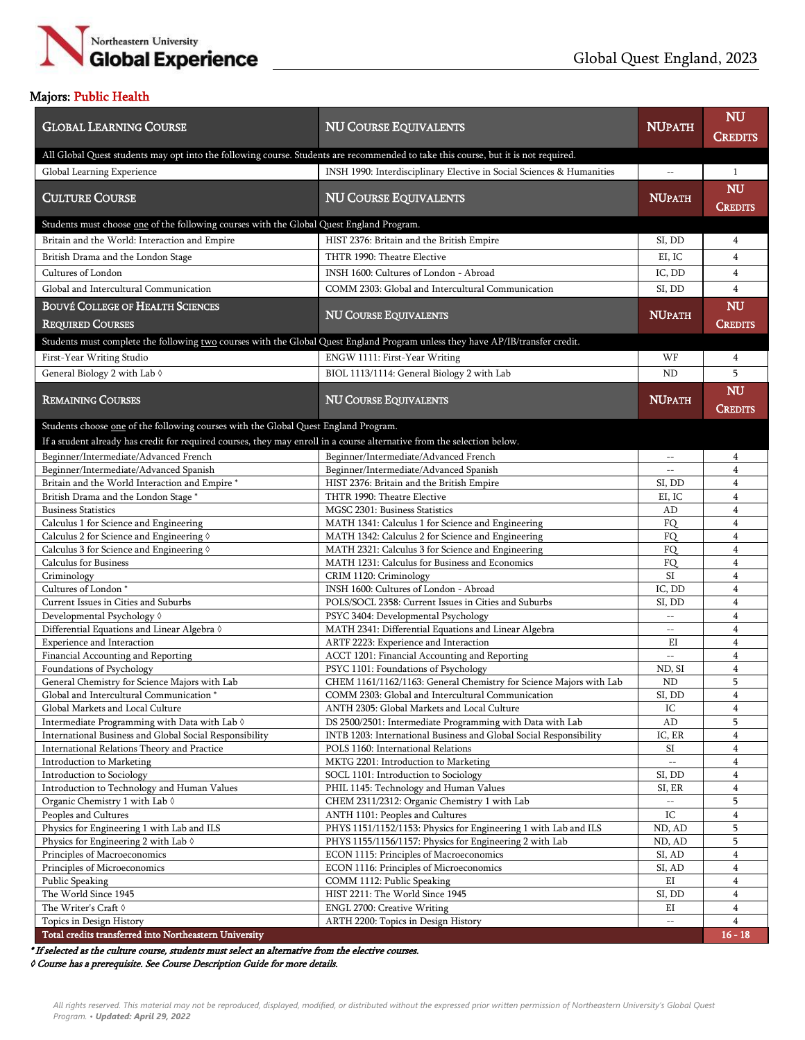Global Quest England, 2023

Majors: Public Health

| GLOBAL LEARNING COURSE | NU COURSE EQUIVALENTS | NUPATH | NU CREDITS |
|---|---|---|---|
| All Global Quest students may opt into the following course. Students are recommended to take this course, but it is not required. | | | |
| Global Learning Experience | INSH 1990: Interdisciplinary Elective in Social Sciences & Humanities | -- | 1 |
| **CULTURE COURSE** | **NU COURSE EQUIVALENTS** | **NUPATH** | **NU CREDITS** |
| Students must choose one of the following courses with the Global Quest England Program. | | | |
| Britain and the World: Interaction and Empire | HIST 2376: Britain and the British Empire | SI, DD | 4 |
| British Drama and the London Stage | THTR 1990: Theatre Elective | EI, IC | 4 |
| Cultures of London | INSH 1600: Cultures of London - Abroad | IC, DD | 4 |
| Global and Intercultural Communication | COMM 2303: Global and Intercultural Communication | SI, DD | 4 |
| **BOUVÉ COLLEGE OF HEALTH SCIENCES REQUIRED COURSES** | **NU COURSE EQUIVALENTS** | **NUPATH** | **NU CREDITS** |
| Students must complete the following two courses with the Global Quest England Program unless they have AP/IB/transfer credit. | | | |
| First-Year Writing Studio | ENGW 1111: First-Year Writing | WF | 4 |
| General Biology 2 with Lab ◊ | BIOL 1113/1114: General Biology 2 with Lab | ND | 5 |
| **REMAINING COURSES** | **NU COURSE EQUIVALENTS** | **NUPATH** | **NU CREDITS** |
| Students choose one of the following courses with the Global Quest England Program. If a student already has credit for required courses, they may enroll in a course alternative from the selection below. | | | |
| Beginner/Intermediate/Advanced French | Beginner/Intermediate/Advanced French | -- | 4 |
| Beginner/Intermediate/Advanced Spanish | Beginner/Intermediate/Advanced Spanish | -- | 4 |
| Britain and the World Interaction and Empire * | HIST 2376: Britain and the British Empire | SI, DD | 4 |
| British Drama and the London Stage * | THTR 1990: Theatre Elective | EI, IC | 4 |
| Business Statistics | MGSC 2301: Business Statistics | AD | 4 |
| Calculus 1 for Science and Engineering | MATH 1341: Calculus 1 for Science and Engineering | FQ | 4 |
| Calculus 2 for Science and Engineering ◊ | MATH 1342: Calculus 2 for Science and Engineering | FQ | 4 |
| Calculus 3 for Science and Engineering ◊ | MATH 2321: Calculus 3 for Science and Engineering | FQ | 4 |
| Calculus for Business | MATH 1231: Calculus for Business and Economics | FQ | 4 |
| Criminology | CRIM 1120: Criminology | SI | 4 |
| Cultures of London * | INSH 1600: Cultures of London - Abroad | IC, DD | 4 |
| Current Issues in Cities and Suburbs | POLS/SOCL 2358: Current Issues in Cities and Suburbs | SI, DD | 4 |
| Developmental Psychology ◊ | PSYC 3404: Developmental Psychology | -- | 4 |
| Differential Equations and Linear Algebra ◊ | MATH 2341: Differential Equations and Linear Algebra | -- | 4 |
| Experience and Interaction | ARTF 2223: Experience and Interaction | EI | 4 |
| Financial Accounting and Reporting | ACCT 1201: Financial Accounting and Reporting | -- | 4 |
| Foundations of Psychology | PSYC 1101: Foundations of Psychology | ND, SI | 4 |
| General Chemistry for Science Majors with Lab | CHEM 1161/1162/1163: General Chemistry for Science Majors with Lab | ND | 5 |
| Global and Intercultural Communication * | COMM 2303: Global and Intercultural Communication | SI, DD | 4 |
| Global Markets and Local Culture | ANTH 2305: Global Markets and Local Culture | IC | 4 |
| Intermediate Programming with Data with Lab ◊ | DS 2500/2501: Intermediate Programming with Data with Lab | AD | 5 |
| International Business and Global Social Responsibility | INTB 1203: International Business and Global Social Responsibility | IC, ER | 4 |
| International Relations Theory and Practice | POLS 1160: International Relations | SI | 4 |
| Introduction to Marketing | MKTG 2201: Introduction to Marketing | -- | 4 |
| Introduction to Sociology | SOCL 1101: Introduction to Sociology | SI, DD | 4 |
| Introduction to Technology and Human Values | PHIL 1145: Technology and Human Values | SI, ER | 4 |
| Organic Chemistry 1 with Lab ◊ | CHEM 2311/2312: Organic Chemistry 1 with Lab | -- | 5 |
| Peoples and Cultures | ANTH 1101: Peoples and Cultures | IC | 4 |
| Physics for Engineering 1 with Lab and ILS | PHYS 1151/1152/1153: Physics for Engineering 1 with Lab and ILS | ND, AD | 5 |
| Physics for Engineering 2 with Lab ◊ | PHYS 1155/1156/1157: Physics for Engineering 2 with Lab | ND, AD | 5 |
| Principles of Macroeconomics | ECON 1115: Principles of Macroeconomics | SI, AD | 4 |
| Principles of Microeconomics | ECON 1116: Principles of Microeconomics | SI, AD | 4 |
| Public Speaking | COMM 1112: Public Speaking | EI | 4 |
| The World Since 1945 | HIST 2211: The World Since 1945 | SI, DD | 4 |
| The Writer's Craft ◊ | ENGL 2700: Creative Writing | EI | 4 |
| Topics in Design History | ARTH 2200: Topics in Design History | -- | 4 |
| **Total credits transferred into Northeastern University** | | | **16 - 18** |

*\* If selected as the culture course, students must select an alternative from the elective courses.*

*◊ Course has a prerequisite. See Course Description Guide for more details.*

*All rights reserved. This material may not be reproduced, displayed, modified, or distributed without the expressed prior written permission of Northeastern University's Global Quest Program. • **Updated: April 29, 2022***